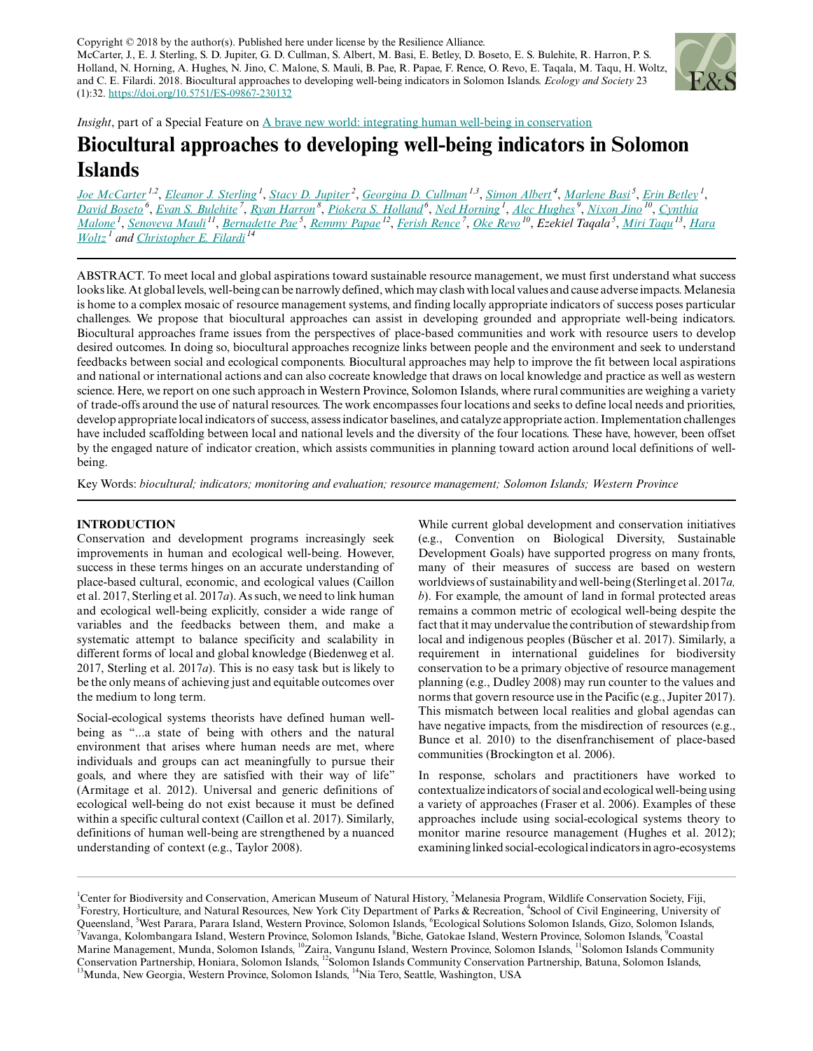Copyright © 2018 by the author(s). Published here under license by the Resilience Alliance.
McCarter, J., E. J. Sterling, S. D. Jupiter, G. D. Cullman, S. Albert, M. Basi, E. Betley, D. Boseto, E. S. Bulehite, R. Harron, P. S. Holland, N. Horning, A. Hughes, N. Jino, C. Malone, S. Mauli, B. Pae, R. Papae, F. Rence, O. Revo, E. Taqala, M. Taqu, H. Woltz, and C. E. Filardi. 2018. Biocultural approaches to developing well-being indicators in Solomon Islands. *Ecology and Society* 23 (1):32. https://doi.org/10.5751/ES-09867-230132

*Insight*, part of a Special Feature on A brave new world: integrating human well-being in conservation

# Biocultural approaches to developing well-being indicators in Solomon Islands

*Joe McCarter [1,2], Eleanor J. Sterling [1], Stacy D. Jupiter [2], Georgina D. Cullman [1,3], Simon Albert [4], Marlene Basi [5], Erin Betley [1], David Boseto [6], Evan S. Bulehite [7], Ryan Harron [8], Piokera S. Holland [6], Ned Horning [1], Alec Hughes [9], Nixon Jino [10], Cynthia Malone [1], Senoveva Mauli [11], Bernadette Pae [5], Remmy Papae [12], Ferish Rence [7], Oke Revo [10], Ezekiel Taqala [5], Miri Taqu [13], Hara Woltz [1] and Christopher E. Filardi [14]*

ABSTRACT. To meet local and global aspirations toward sustainable resource management, we must first understand what success looks like. At global levels, well-being can be narrowly defined, which may clash with local values and cause adverse impacts. Melanesia is home to a complex mosaic of resource management systems, and finding locally appropriate indicators of success poses particular challenges. We propose that biocultural approaches can assist in developing grounded and appropriate well-being indicators. Biocultural approaches frame issues from the perspectives of place-based communities and work with resource users to develop desired outcomes. In doing so, biocultural approaches recognize links between people and the environment and seek to understand feedbacks between social and ecological components. Biocultural approaches may help to improve the fit between local aspirations and national or international actions and can also cocreate knowledge that draws on local knowledge and practice as well as western science. Here, we report on one such approach in Western Province, Solomon Islands, where rural communities are weighing a variety of trade-offs around the use of natural resources. The work encompasses four locations and seeks to define local needs and priorities, develop appropriate local indicators of success, assess indicator baselines, and catalyze appropriate action. Implementation challenges have included scaffolding between local and national levels and the diversity of the four locations. These have, however, been offset by the engaged nature of indicator creation, which assists communities in planning toward action around local definitions of well-being.

Key Words: *biocultural; indicators; monitoring and evaluation; resource management; Solomon Islands; Western Province*

## INTRODUCTION

Conservation and development programs increasingly seek improvements in human and ecological well-being. However, success in these terms hinges on an accurate understanding of place-based cultural, economic, and ecological values (Caillon et al. 2017, Sterling et al. 2017*a*). As such, we need to link human and ecological well-being explicitly, consider a wide range of variables and the feedbacks between them, and make a systematic attempt to balance specificity and scalability in different forms of local and global knowledge (Biedenweg et al. 2017, Sterling et al. 2017*a*). This is no easy task but is likely to be the only means of achieving just and equitable outcomes over the medium to long term.

Social-ecological systems theorists have defined human well-being as "...a state of being with others and the natural environment that arises where human needs are met, where individuals and groups can act meaningfully to pursue their goals, and where they are satisfied with their way of life" (Armitage et al. 2012). Universal and generic definitions of ecological well-being do not exist because it must be defined within a specific cultural context (Caillon et al. 2017). Similarly, definitions of human well-being are strengthened by a nuanced understanding of context (e.g., Taylor 2008).

While current global development and conservation initiatives (e.g., Convention on Biological Diversity, Sustainable Development Goals) have supported progress on many fronts, many of their measures of success are based on western worldviews of sustainability and well-being (Sterling et al. 2017*a, b*). For example, the amount of land in formal protected areas remains a common metric of ecological well-being despite the fact that it may undervalue the contribution of stewardship from local and indigenous peoples (Büscher et al. 2017). Similarly, a requirement in international guidelines for biodiversity conservation to be a primary objective of resource management planning (e.g., Dudley 2008) may run counter to the values and norms that govern resource use in the Pacific (e.g., Jupiter 2017). This mismatch between local realities and global agendas can have negative impacts, from the misdirection of resources (e.g., Bunce et al. 2010) to the disenfranchisement of place-based communities (Brockington et al. 2006).

In response, scholars and practitioners have worked to contextualize indicators of social and ecological well-being using a variety of approaches (Fraser et al. 2006). Examples of these approaches include using social-ecological systems theory to monitor marine resource management (Hughes et al. 2012); examining linked social-ecological indicators in agro-ecosystems

[1] Center for Biodiversity and Conservation, American Museum of Natural History, [2] Melanesia Program, Wildlife Conservation Society, Fiji, [3] Forestry, Horticulture, and Natural Resources, New York City Department of Parks & Recreation, [4] School of Civil Engineering, University of Queensland, [5] West Parara, Parara Island, Western Province, Solomon Islands, [6] Ecological Solutions Solomon Islands, Gizo, Solomon Islands, [7] Vavanga, Kolombangara Island, Western Province, Solomon Islands, [8] Biche, Gatokae Island, Western Province, Solomon Islands, [9] Coastal Marine Management, Munda, Solomon Islands, [10] Zaira, Vangunu Island, Western Province, Solomon Islands, [11] Solomon Islands Community Conservation Partnership, Honiara, Solomon Islands, [12] Solomon Islands Community Conservation Partnership, Batuna, Solomon Islands, [13] Munda, New Georgia, Western Province, Solomon Islands, [14] Nia Tero, Seattle, Washington, USA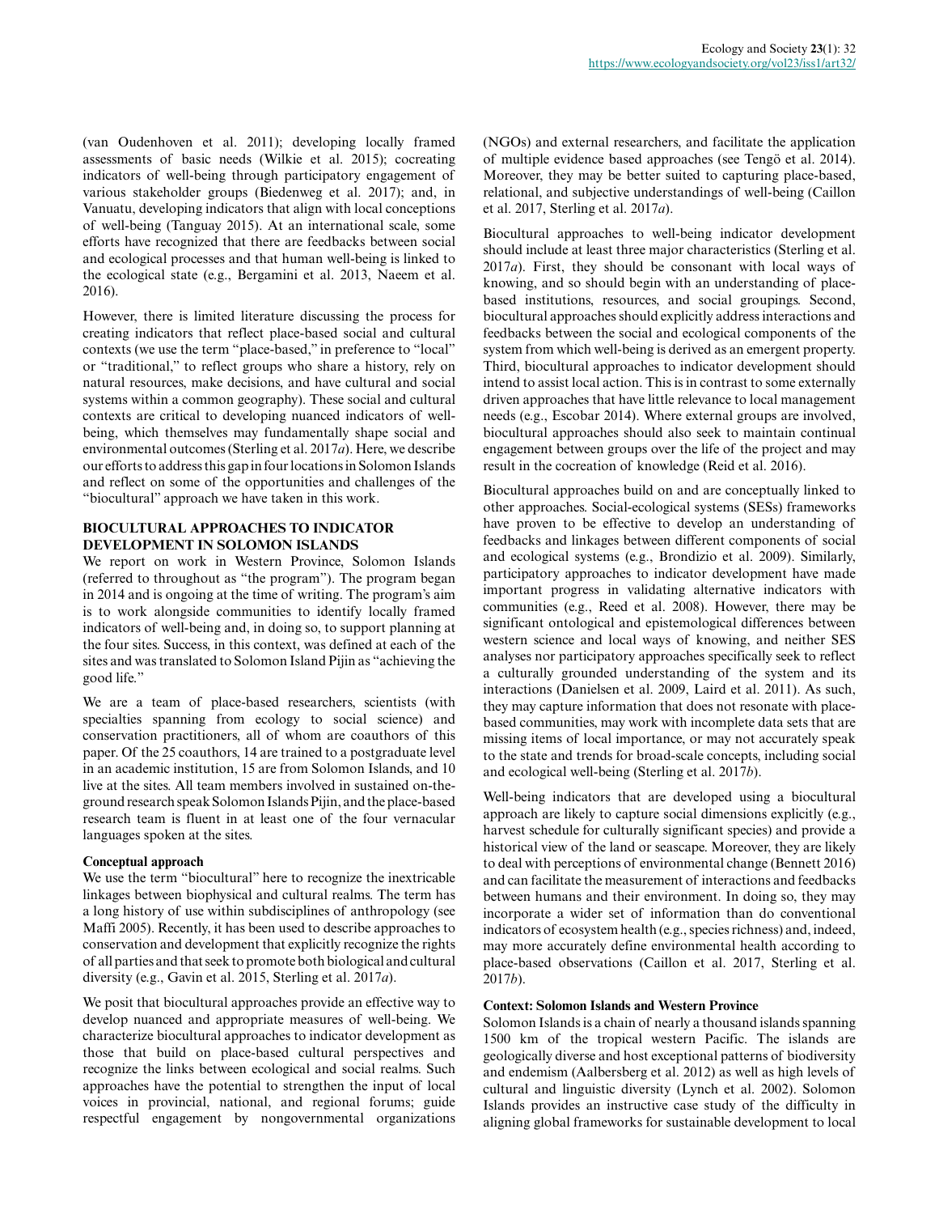(van Oudenhoven et al. 2011); developing locally framed assessments of basic needs (Wilkie et al. 2015); cocreating indicators of well-being through participatory engagement of various stakeholder groups (Biedenweg et al. 2017); and, in Vanuatu, developing indicators that align with local conceptions of well-being (Tanguay 2015). At an international scale, some efforts have recognized that there are feedbacks between social and ecological processes and that human well-being is linked to the ecological state (e.g., Bergamini et al. 2013, Naeem et al. 2016).

However, there is limited literature discussing the process for creating indicators that reflect place-based social and cultural contexts (we use the term "place-based," in preference to "local" or "traditional," to reflect groups who share a history, rely on natural resources, make decisions, and have cultural and social systems within a common geography). These social and cultural contexts are critical to developing nuanced indicators of well-being, which themselves may fundamentally shape social and environmental outcomes (Sterling et al. 2017*a*). Here, we describe our efforts to address this gap in four locations in Solomon Islands and reflect on some of the opportunities and challenges of the "biocultural" approach we have taken in this work.

## BIOCULTURAL APPROACHES TO INDICATOR DEVELOPMENT IN SOLOMON ISLANDS

We report on work in Western Province, Solomon Islands (referred to throughout as "the program"). The program began in 2014 and is ongoing at the time of writing. The program's aim is to work alongside communities to identify locally framed indicators of well-being and, in doing so, to support planning at the four sites. Success, in this context, was defined at each of the sites and was translated to Solomon Island Pijin as "achieving the good life."

We are a team of place-based researchers, scientists (with specialties spanning from ecology to social science) and conservation practitioners, all of whom are coauthors of this paper. Of the 25 coauthors, 14 are trained to a postgraduate level in an academic institution, 15 are from Solomon Islands, and 10 live at the sites. All team members involved in sustained on-the-ground research speak Solomon Islands Pijin, and the place-based research team is fluent in at least one of the four vernacular languages spoken at the sites.

### Conceptual approach

We use the term "biocultural" here to recognize the inextricable linkages between biophysical and cultural realms. The term has a long history of use within subdisciplines of anthropology (see Maffi 2005). Recently, it has been used to describe approaches to conservation and development that explicitly recognize the rights of all parties and that seek to promote both biological and cultural diversity (e.g., Gavin et al. 2015, Sterling et al. 2017*a*).

We posit that biocultural approaches provide an effective way to develop nuanced and appropriate measures of well-being. We characterize biocultural approaches to indicator development as those that build on place-based cultural perspectives and recognize the links between ecological and social realms. Such approaches have the potential to strengthen the input of local voices in provincial, national, and regional forums; guide respectful engagement by nongovernmental organizations (NGOs) and external researchers, and facilitate the application of multiple evidence based approaches (see Tengö et al. 2014). Moreover, they may be better suited to capturing place-based, relational, and subjective understandings of well-being (Caillon et al. 2017, Sterling et al. 2017*a*).

Biocultural approaches to well-being indicator development should include at least three major characteristics (Sterling et al. 2017*a*). First, they should be consonant with local ways of knowing, and so should begin with an understanding of place-based institutions, resources, and social groupings. Second, biocultural approaches should explicitly address interactions and feedbacks between the social and ecological components of the system from which well-being is derived as an emergent property. Third, biocultural approaches to indicator development should intend to assist local action. This is in contrast to some externally driven approaches that have little relevance to local management needs (e.g., Escobar 2014). Where external groups are involved, biocultural approaches should also seek to maintain continual engagement between groups over the life of the project and may result in the cocreation of knowledge (Reid et al. 2016).

Biocultural approaches build on and are conceptually linked to other approaches. Social-ecological systems (SESs) frameworks have proven to be effective to develop an understanding of feedbacks and linkages between different components of social and ecological systems (e.g., Brondizio et al. 2009). Similarly, participatory approaches to indicator development have made important progress in validating alternative indicators with communities (e.g., Reed et al. 2008). However, there may be significant ontological and epistemological differences between western science and local ways of knowing, and neither SES analyses nor participatory approaches specifically seek to reflect a culturally grounded understanding of the system and its interactions (Danielsen et al. 2009, Laird et al. 2011). As such, they may capture information that does not resonate with place-based communities, may work with incomplete data sets that are missing items of local importance, or may not accurately speak to the state and trends for broad-scale concepts, including social and ecological well-being (Sterling et al. 2017*b*).

Well-being indicators that are developed using a biocultural approach are likely to capture social dimensions explicitly (e.g., harvest schedule for culturally significant species) and provide a historical view of the land or seascape. Moreover, they are likely to deal with perceptions of environmental change (Bennett 2016) and can facilitate the measurement of interactions and feedbacks between humans and their environment. In doing so, they may incorporate a wider set of information than do conventional indicators of ecosystem health (e.g., species richness) and, indeed, may more accurately define environmental health according to place-based observations (Caillon et al. 2017, Sterling et al. 2017*b*).

### Context: Solomon Islands and Western Province

Solomon Islands is a chain of nearly a thousand islands spanning 1500 km of the tropical western Pacific. The islands are geologically diverse and host exceptional patterns of biodiversity and endemism (Aalbersberg et al. 2012) as well as high levels of cultural and linguistic diversity (Lynch et al. 2002). Solomon Islands provides an instructive case study of the difficulty in aligning global frameworks for sustainable development to local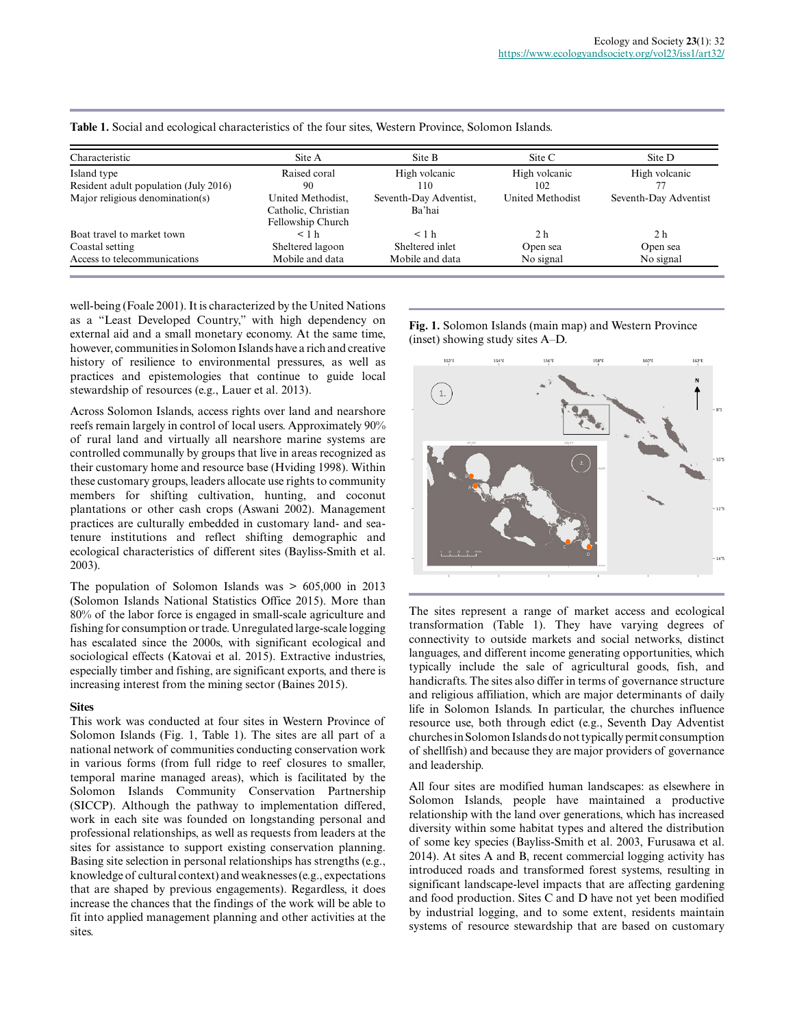**Table 1.** Social and ecological characteristics of the four sites, Western Province, Solomon Islands.

| Characteristic | Site A | Site B | Site C | Site D |
|---|---|---|---|---|
| Island type | Raised coral | High volcanic | High volcanic | High volcanic |
| Resident adult population (July 2016) | 90 | 110 | 102 | 77 |
| Major religious denomination(s) | United Methodist, Catholic, Christian Fellowship Church | Seventh-Day Adventist, Ba'hai | United Methodist | Seventh-Day Adventist |
| Boat travel to market town | < 1 h | < 1 h | 2 h | 2 h |
| Coastal setting | Sheltered lagoon | Sheltered inlet | Open sea | Open sea |
| Access to telecommunications | Mobile and data | Mobile and data | No signal | No signal |

well-being (Foale 2001). It is characterized by the United Nations as a "Least Developed Country," with high dependency on external aid and a small monetary economy. At the same time, however, communities in Solomon Islands have a rich and creative history of resilience to environmental pressures, as well as practices and epistemologies that continue to guide local stewardship of resources (e.g., Lauer et al. 2013).

Across Solomon Islands, access rights over land and nearshore reefs remain largely in control of local users. Approximately 90% of rural land and virtually all nearshore marine systems are controlled communally by groups that live in areas recognized as their customary home and resource base (Hviding 1998). Within these customary groups, leaders allocate use rights to community members for shifting cultivation, hunting, and coconut plantations or other cash crops (Aswani 2002). Management practices are culturally embedded in customary land- and sea-tenure institutions and reflect shifting demographic and ecological characteristics of different sites (Bayliss-Smith et al. 2003).

The population of Solomon Islands was > 605,000 in 2013 (Solomon Islands National Statistics Office 2015). More than 80% of the labor force is engaged in small-scale agriculture and fishing for consumption or trade. Unregulated large-scale logging has escalated since the 2000s, with significant ecological and sociological effects (Katovai et al. 2015). Extractive industries, especially timber and fishing, are significant exports, and there is increasing interest from the mining sector (Baines 2015).

### Sites

This work was conducted at four sites in Western Province of Solomon Islands (Fig. 1, Table 1). The sites are all part of a national network of communities conducting conservation work in various forms (from full ridge to reef closures to smaller, temporal marine managed areas), which is facilitated by the Solomon Islands Community Conservation Partnership (SICCP). Although the pathway to implementation differed, work in each site was founded on longstanding personal and professional relationships, as well as requests from leaders at the sites for assistance to support existing conservation planning. Basing site selection in personal relationships has strengths (e.g., knowledge of cultural context) and weaknesses (e.g., expectations that are shaped by previous engagements). Regardless, it does increase the chances that the findings of the work will be able to fit into applied management planning and other activities at the sites.

**Fig. 1.** Solomon Islands (main map) and Western Province (inset) showing study sites A–D.

152°E
154°E
156°E
158°E
160°E
162°E
N
1.
2.
8°S
10°S
12°S
14°S
A
B
C
D

The sites represent a range of market access and ecological transformation (Table 1). They have varying degrees of connectivity to outside markets and social networks, distinct languages, and different income generating opportunities, which typically include the sale of agricultural goods, fish, and handicrafts. The sites also differ in terms of governance structure and religious affiliation, which are major determinants of daily life in Solomon Islands. In particular, the churches influence resource use, both through edict (e.g., Seventh Day Adventist churches in Solomon Islands do not typically permit consumption of shellfish) and because they are major providers of governance and leadership.

All four sites are modified human landscapes: as elsewhere in Solomon Islands, people have maintained a productive relationship with the land over generations, which has increased diversity within some habitat types and altered the distribution of some key species (Bayliss-Smith et al. 2003, Furusawa et al. 2014). At sites A and B, recent commercial logging activity has introduced roads and transformed forest systems, resulting in significant landscape-level impacts that are affecting gardening and food production. Sites C and D have not yet been modified by industrial logging, and to some extent, residents maintain systems of resource stewardship that are based on customary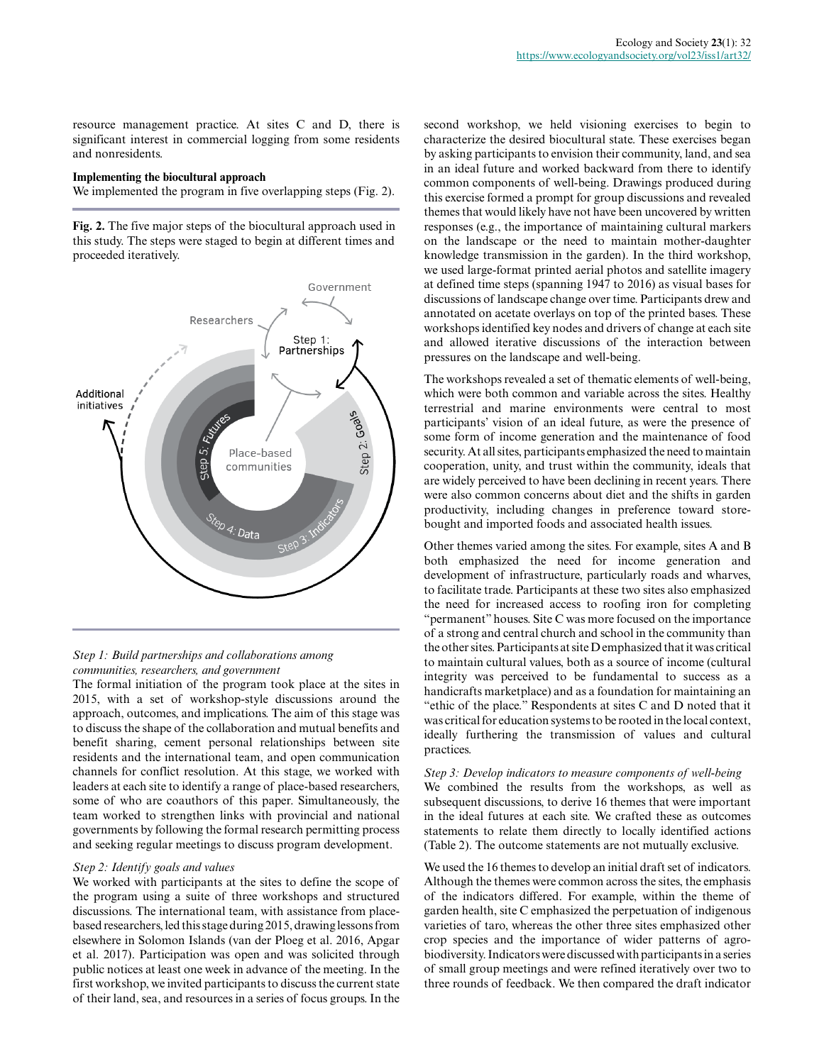resource management practice. At sites C and D, there is significant interest in commercial logging from some residents and nonresidents.

**Implementing the biocultural approach**

We implemented the program in five overlapping steps (Fig. 2).

**Fig. 2.** The five major steps of the biocultural approach used in this study. The steps were staged to begin at different times and proceeded iteratively.

*Step 1: Build partnerships and collaborations among communities, researchers, and government*

The formal initiation of the program took place at the sites in 2015, with a set of workshop-style discussions around the approach, outcomes, and implications. The aim of this stage was to discuss the shape of the collaboration and mutual benefits and benefit sharing, cement personal relationships between site residents and the international team, and open communication channels for conflict resolution. At this stage, we worked with leaders at each site to identify a range of place-based researchers, some of who are coauthors of this paper. Simultaneously, the team worked to strengthen links with provincial and national governments by following the formal research permitting process and seeking regular meetings to discuss program development.

*Step 2: Identify goals and values*

We worked with participants at the sites to define the scope of the program using a suite of three workshops and structured discussions. The international team, with assistance from place-based researchers, led this stage during 2015, drawing lessons from elsewhere in Solomon Islands (van der Ploeg et al. 2016, Apgar et al. 2017). Participation was open and was solicited through public notices at least one week in advance of the meeting. In the first workshop, we invited participants to discuss the current state of their land, sea, and resources in a series of focus groups. In the second workshop, we held visioning exercises to begin to characterize the desired biocultural state. These exercises began by asking participants to envision their community, land, and sea in an ideal future and worked backward from there to identify common components of well-being. Drawings produced during this exercise formed a prompt for group discussions and revealed themes that would likely have not have been uncovered by written responses (e.g., the importance of maintaining cultural markers on the landscape or the need to maintain mother-daughter knowledge transmission in the garden). In the third workshop, we used large-format printed aerial photos and satellite imagery at defined time steps (spanning 1947 to 2016) as visual bases for discussions of landscape change over time. Participants drew and annotated on acetate overlays on top of the printed bases. These workshops identified key nodes and drivers of change at each site and allowed iterative discussions of the interaction between pressures on the landscape and well-being.

The workshops revealed a set of thematic elements of well-being, which were both common and variable across the sites. Healthy terrestrial and marine environments were central to most participants' vision of an ideal future, as were the presence of some form of income generation and the maintenance of food security. At all sites, participants emphasized the need to maintain cooperation, unity, and trust within the community, ideals that are widely perceived to have been declining in recent years. There were also common concerns about diet and the shifts in garden productivity, including changes in preference toward store-bought and imported foods and associated health issues.

Other themes varied among the sites. For example, sites A and B both emphasized the need for income generation and development of infrastructure, particularly roads and wharves, to facilitate trade. Participants at these two sites also emphasized the need for increased access to roofing iron for completing "permanent" houses. Site C was more focused on the importance of a strong and central church and school in the community than the other sites. Participants at site D emphasized that it was critical to maintain cultural values, both as a source of income (cultural integrity was perceived to be fundamental to success as a handicrafts marketplace) and as a foundation for maintaining an "ethic of the place." Respondents at sites C and D noted that it was critical for education systems to be rooted in the local context, ideally furthering the transmission of values and cultural practices.

*Step 3: Develop indicators to measure components of well-being*

We combined the results from the workshops, as well as subsequent discussions, to derive 16 themes that were important in the ideal futures at each site. We crafted these as outcomes statements to relate them directly to locally identified actions (Table 2). The outcome statements are not mutually exclusive.

We used the 16 themes to develop an initial draft set of indicators. Although the themes were common across the sites, the emphasis of the indicators differed. For example, within the theme of garden health, site C emphasized the perpetuation of indigenous varieties of taro, whereas the other three sites emphasized other crop species and the importance of wider patterns of agro-biodiversity. Indicators were discussed with participants in a series of small group meetings and were refined iteratively over two to three rounds of feedback. We then compared the draft indicator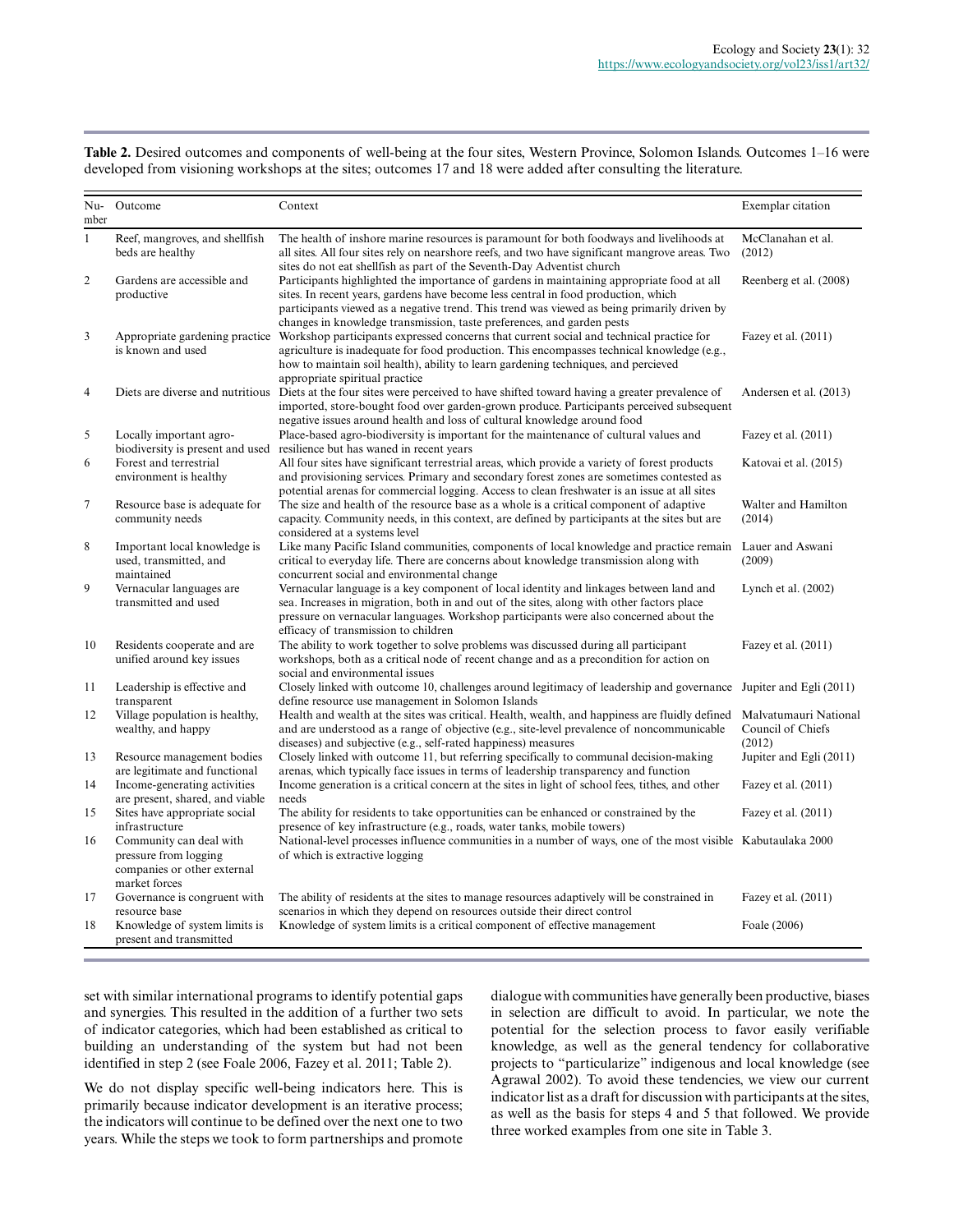**Table 2.** Desired outcomes and components of well-being at the four sites, Western Province, Solomon Islands. Outcomes 1–16 were developed from visioning workshops at the sites; outcomes 17 and 18 were added after consulting the literature.

| Number | Outcome | Context | Exemplar citation |
|---|---|---|---|
| 1 | Reef, mangroves, and shellfish beds are healthy | The health of inshore marine resources is paramount for both foodways and livelihoods at all sites. All four sites rely on nearshore reefs, and two have significant mangrove areas. Two sites do not eat shellfish as part of the Seventh-Day Adventist church | McClanahan et al. (2012) |
| 2 | Gardens are accessible and productive | Participants highlighted the importance of gardens in maintaining appropriate food at all sites. In recent years, gardens have become less central in food production, which participants viewed as a negative trend. This trend was viewed as being primarily driven by changes in knowledge transmission, taste preferences, and garden pests | Reenberg et al. (2008) |
| 3 | Appropriate gardening practice is known and used | Workshop participants expressed concerns that current social and technical practice for agriculture is inadequate for food production. This encompasses technical knowledge (e.g., how to maintain soil health), ability to learn gardening techniques, and percieved appropriate spiritual practice | Fazey et al. (2011) |
| 4 | Diets are diverse and nutritious | Diets at the four sites were perceived to have shifted toward having a greater prevalence of imported, store-bought food over garden-grown produce. Participants perceived subsequent negative issues around health and loss of cultural knowledge around food | Andersen et al. (2013) |
| 5 | Locally important agro-biodiversity is present and used | Place-based agro-biodiversity is important for the maintenance of cultural values and resilience but has waned in recent years | Fazey et al. (2011) |
| 6 | Forest and terrestrial environment is healthy | All four sites have significant terrestrial areas, which provide a variety of forest products and provisioning services. Primary and secondary forest zones are sometimes contested as potential arenas for commercial logging. Access to clean freshwater is an issue at all sites | Katovai et al. (2015) |
| 7 | Resource base is adequate for community needs | The size and health of the resource base as a whole is a critical component of adaptive capacity. Community needs, in this context, are defined by participants at the sites but are considered at a systems level | Walter and Hamilton (2014) |
| 8 | Important local knowledge is used, transmitted, and maintained | Like many Pacific Island communities, components of local knowledge and practice remain critical to everyday life. There are concerns about knowledge transmission along with concurrent social and environmental change | Lauer and Aswani (2009) |
| 9 | Vernacular languages are transmitted and used | Vernacular language is a key component of local identity and linkages between land and sea. Increases in migration, both in and out of the sites, along with other factors place pressure on vernacular languages. Workshop participants were also concerned about the efficacy of transmission to children | Lynch et al. (2002) |
| 10 | Residents cooperate and are unified around key issues | The ability to work together to solve problems was discussed during all participant workshops, both as a critical node of recent change and as a precondition for action on social and environmental issues | Fazey et al. (2011) |
| 11 | Leadership is effective and transparent | Closely linked with outcome 10, challenges around legitimacy of leadership and governance define resource use management in Solomon Islands | Jupiter and Egli (2011) |
| 12 | Village population is healthy, wealthy, and happy | Health and wealth at the sites was critical. Health, wealth, and happiness are fluidly defined and are understood as a range of objective (e.g., site-level prevalence of noncommunicable diseases) and subjective (e.g., self-rated happiness) measures | Malvatumauri National Council of Chiefs (2012) |
| 13 | Resource management bodies are legitimate and functional | Closely linked with outcome 11, but referring specifically to communal decision-making arenas, which typically face issues in terms of leadership transparency and function | Jupiter and Egli (2011) |
| 14 | Income-generating activities are present, shared, and viable | Income generation is a critical concern at the sites in light of school fees, tithes, and other needs | Fazey et al. (2011) |
| 15 | Sites have appropriate social infrastructure | The ability for residents to take opportunities can be enhanced or constrained by the presence of key infrastructure (e.g., roads, water tanks, mobile towers) | Fazey et al. (2011) |
| 16 | Community can deal with pressure from logging companies or other external market forces | National-level processes influence communities in a number of ways, one of the most visible of which is extractive logging | Kabutaulaka 2000 |
| 17 | Governance is congruent with resource base | The ability of residents at the sites to manage resources adaptively will be constrained in scenarios in which they depend on resources outside their direct control | Fazey et al. (2011) |
| 18 | Knowledge of system limits is present and transmitted | Knowledge of system limits is a critical component of effective management | Foale (2006) |

set with similar international programs to identify potential gaps and synergies. This resulted in the addition of a further two sets of indicator categories, which had been established as critical to building an understanding of the system but had not been identified in step 2 (see Foale 2006, Fazey et al. 2011; Table 2).

We do not display specific well-being indicators here. This is primarily because indicator development is an iterative process; the indicators will continue to be defined over the next one to two years. While the steps we took to form partnerships and promote dialogue with communities have generally been productive, biases in selection are difficult to avoid. In particular, we note the potential for the selection process to favor easily verifiable knowledge, as well as the general tendency for collaborative projects to "particularize" indigenous and local knowledge (see Agrawal 2002). To avoid these tendencies, we view our current indicator list as a draft for discussion with participants at the sites, as well as the basis for steps 4 and 5 that followed. We provide three worked examples from one site in Table 3.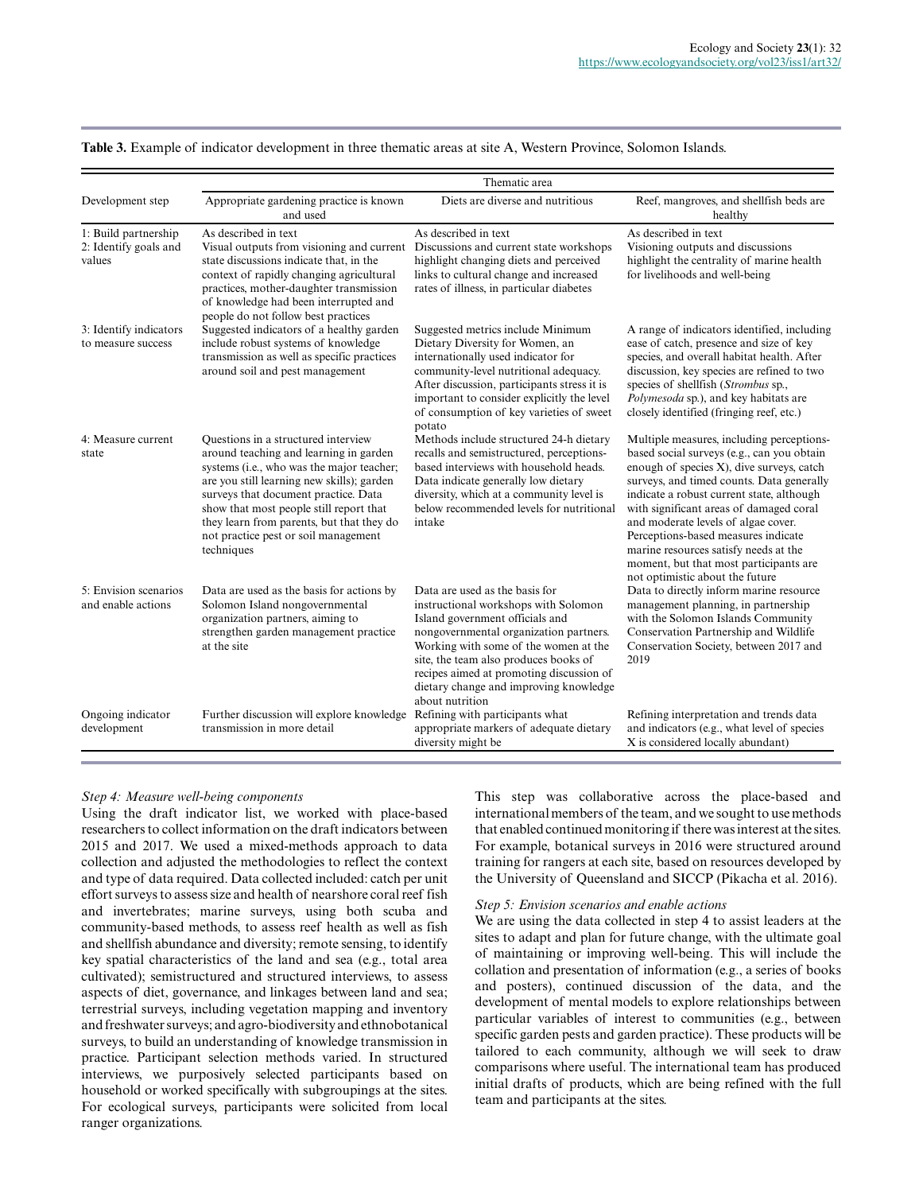**Table 3.** Example of indicator development in three thematic areas at site A, Western Province, Solomon Islands.

| Development step | Thematic area | | |
|---|---|---|---|
| | Appropriate gardening practice is known and used | Diets are diverse and nutritious | Reef, mangroves, and shellfish beds are healthy |
| 1: Build partnership<br>2: Identify goals and values | As described in text<br>Visual outputs from visioning and current state discussions indicate that, in the context of rapidly changing agricultural practices, mother-daughter transmission of knowledge had been interrupted and people do not follow best practices | As described in text<br>Discussions and current state workshops highlight changing diets and perceived links to cultural change and increased rates of illness, in particular diabetes | As described in text<br>Visioning outputs and discussions highlight the centrality of marine health for livelihoods and well-being |
| 3: Identify indicators to measure success | Suggested indicators of a healthy garden include robust systems of knowledge transmission as well as specific practices around soil and pest management | Suggested metrics include Minimum Dietary Diversity for Women, an internationally used indicator for community-level nutritional adequacy. After discussion, participants stress it is important to consider explicitly the level of consumption of key varieties of sweet potato | A range of indicators identified, including ease of catch, presence and size of key species, and overall habitat health. After discussion, key species are refined to two species of shellfish (*Strombus* sp., *Polymesoda* sp.), and key habitats are closely identified (fringing reef, etc.) |
| 4: Measure current state | Questions in a structured interview around teaching and learning in garden systems (i.e., who was the major teacher; are you still learning new skills); garden surveys that document practice. Data show that most people still report that they learn from parents, but that they do not practice pest or soil management techniques | Methods include structured 24-h dietary recalls and semistructured, perceptions-based interviews with household heads. Data indicate generally low dietary diversity, which at a community level is below recommended levels for nutritional intake | Multiple measures, including perceptions-based social surveys (e.g., can you obtain enough of species X), dive surveys, catch surveys, and timed counts. Data generally indicate a robust current state, although with significant areas of damaged coral and moderate levels of algae cover. Perceptions-based measures indicate marine resources satisfy needs at the moment, but that most participants are not optimistic about the future |
| 5: Envision scenarios and enable actions | Data are used as the basis for actions by Solomon Island nongovernmental organization partners, aiming to strengthen garden management practice at the site | Data are used as the basis for instructional workshops with Solomon Island government officials and nongovernmental organization partners. Working with some of the women at the site, the team also produces books of recipes aimed at promoting discussion of dietary change and improving knowledge about nutrition | Data to directly inform marine resource management planning, in partnership with the Solomon Islands Community Conservation Partnership and Wildlife Conservation Society, between 2017 and 2019 |
| Ongoing indicator development | Further discussion will explore knowledge transmission in more detail | Refining with participants what appropriate markers of adequate dietary diversity might be | Refining interpretation and trends data and indicators (e.g., what level of species X is considered locally abundant) |

*Step 4: Measure well-being components*

Using the draft indicator list, we worked with place-based researchers to collect information on the draft indicators between 2015 and 2017. We used a mixed-methods approach to data collection and adjusted the methodologies to reflect the context and type of data required. Data collected included: catch per unit effort surveys to assess size and health of nearshore coral reef fish and invertebrates; marine surveys, using both scuba and community-based methods, to assess reef health as well as fish and shellfish abundance and diversity; remote sensing, to identify key spatial characteristics of the land and sea (e.g., total area cultivated); semistructured and structured interviews, to assess aspects of diet, governance, and linkages between land and sea; terrestrial surveys, including vegetation mapping and inventory and freshwater surveys; and agro-biodiversity and ethnobotanical surveys, to build an understanding of knowledge transmission in practice. Participant selection methods varied. In structured interviews, we purposively selected participants based on household or worked specifically with subgroupings at the sites. For ecological surveys, participants were solicited from local ranger organizations.

This step was collaborative across the place-based and international members of the team, and we sought to use methods that enabled continued monitoring if there was interest at the sites. For example, botanical surveys in 2016 were structured around training for rangers at each site, based on resources developed by the University of Queensland and SICCP (Pikacha et al. 2016).

*Step 5: Envision scenarios and enable actions*

We are using the data collected in step 4 to assist leaders at the sites to adapt and plan for future change, with the ultimate goal of maintaining or improving well-being. This will include the collation and presentation of information (e.g., a series of books and posters), continued discussion of the data, and the development of mental models to explore relationships between particular variables of interest to communities (e.g., between specific garden pests and garden practice). These products will be tailored to each community, although we will seek to draw comparisons where useful. The international team has produced initial drafts of products, which are being refined with the full team and participants at the sites.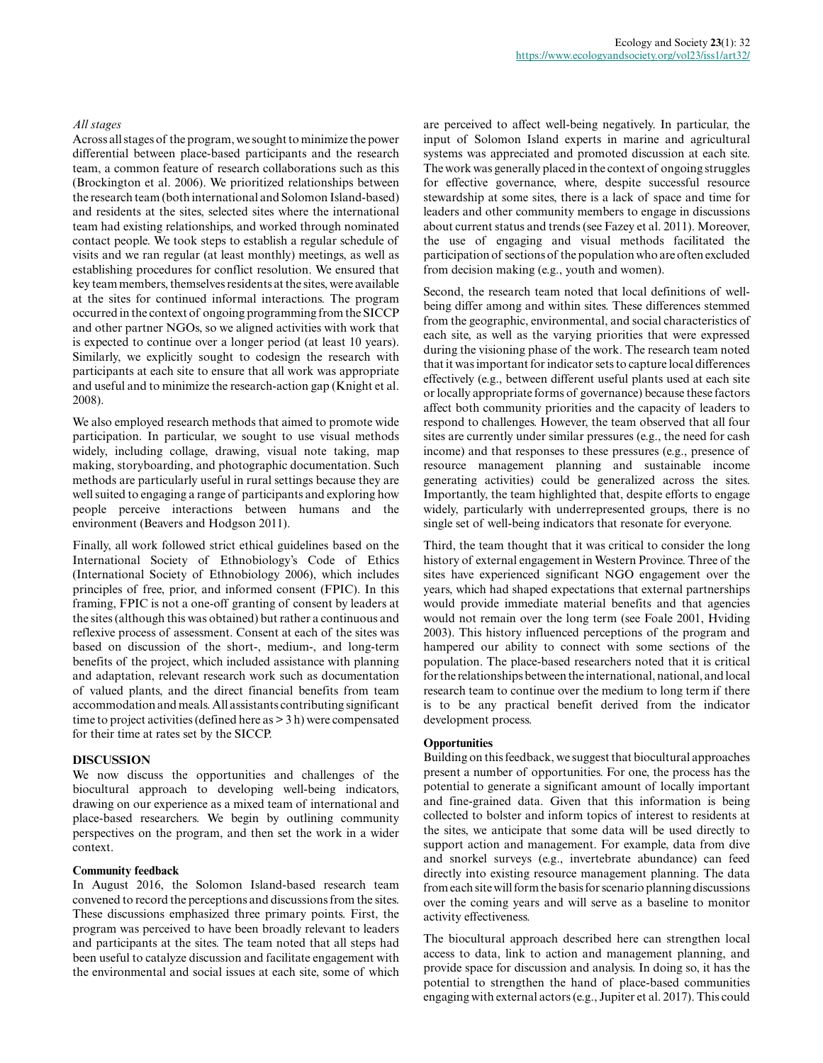*All stages*

Across all stages of the program, we sought to minimize the power differential between place-based participants and the research team, a common feature of research collaborations such as this (Brockington et al. 2006). We prioritized relationships between the research team (both international and Solomon Island-based) and residents at the sites, selected sites where the international team had existing relationships, and worked through nominated contact people. We took steps to establish a regular schedule of visits and we ran regular (at least monthly) meetings, as well as establishing procedures for conflict resolution. We ensured that key team members, themselves residents at the sites, were available at the sites for continued informal interactions. The program occurred in the context of ongoing programming from the SICCP and other partner NGOs, so we aligned activities with work that is expected to continue over a longer period (at least 10 years). Similarly, we explicitly sought to codesign the research with participants at each site to ensure that all work was appropriate and useful and to minimize the research-action gap (Knight et al. 2008).

We also employed research methods that aimed to promote wide participation. In particular, we sought to use visual methods widely, including collage, drawing, visual note taking, map making, storyboarding, and photographic documentation. Such methods are particularly useful in rural settings because they are well suited to engaging a range of participants and exploring how people perceive interactions between humans and the environment (Beavers and Hodgson 2011).

Finally, all work followed strict ethical guidelines based on the International Society of Ethnobiology's Code of Ethics (International Society of Ethnobiology 2006), which includes principles of free, prior, and informed consent (FPIC). In this framing, FPIC is not a one-off granting of consent by leaders at the sites (although this was obtained) but rather a continuous and reflexive process of assessment. Consent at each of the sites was based on discussion of the short-, medium-, and long-term benefits of the project, which included assistance with planning and adaptation, relevant research work such as documentation of valued plants, and the direct financial benefits from team accommodation and meals. All assistants contributing significant time to project activities (defined here as > 3 h) were compensated for their time at rates set by the SICCP.

## DISCUSSION

We now discuss the opportunities and challenges of the biocultural approach to developing well-being indicators, drawing on our experience as a mixed team of international and place-based researchers. We begin by outlining community perspectives on the program, and then set the work in a wider context.

### Community feedback

In August 2016, the Solomon Island-based research team convened to record the perceptions and discussions from the sites. These discussions emphasized three primary points. First, the program was perceived to have been broadly relevant to leaders and participants at the sites. The team noted that all steps had been useful to catalyze discussion and facilitate engagement with the environmental and social issues at each site, some of which are perceived to affect well-being negatively. In particular, the input of Solomon Island experts in marine and agricultural systems was appreciated and promoted discussion at each site. The work was generally placed in the context of ongoing struggles for effective governance, where, despite successful resource stewardship at some sites, there is a lack of space and time for leaders and other community members to engage in discussions about current status and trends (see Fazey et al. 2011). Moreover, the use of engaging and visual methods facilitated the participation of sections of the population who are often excluded from decision making (e.g., youth and women).

Second, the research team noted that local definitions of well-being differ among and within sites. These differences stemmed from the geographic, environmental, and social characteristics of each site, as well as the varying priorities that were expressed during the visioning phase of the work. The research team noted that it was important for indicator sets to capture local differences effectively (e.g., between different useful plants used at each site or locally appropriate forms of governance) because these factors affect both community priorities and the capacity of leaders to respond to challenges. However, the team observed that all four sites are currently under similar pressures (e.g., the need for cash income) and that responses to these pressures (e.g., presence of resource management planning and sustainable income generating activities) could be generalized across the sites. Importantly, the team highlighted that, despite efforts to engage widely, particularly with underrepresented groups, there is no single set of well-being indicators that resonate for everyone.

Third, the team thought that it was critical to consider the long history of external engagement in Western Province. Three of the sites have experienced significant NGO engagement over the years, which had shaped expectations that external partnerships would provide immediate material benefits and that agencies would not remain over the long term (see Foale 2001, Hviding 2003). This history influenced perceptions of the program and hampered our ability to connect with some sections of the population. The place-based researchers noted that it is critical for the relationships between the international, national, and local research team to continue over the medium to long term if there is to be any practical benefit derived from the indicator development process.

### Opportunities

Building on this feedback, we suggest that biocultural approaches present a number of opportunities. For one, the process has the potential to generate a significant amount of locally important and fine-grained data. Given that this information is being collected to bolster and inform topics of interest to residents at the sites, we anticipate that some data will be used directly to support action and management. For example, data from dive and snorkel surveys (e.g., invertebrate abundance) can feed directly into existing resource management planning. The data from each site will form the basis for scenario planning discussions over the coming years and will serve as a baseline to monitor activity effectiveness.

The biocultural approach described here can strengthen local access to data, link to action and management planning, and provide space for discussion and analysis. In doing so, it has the potential to strengthen the hand of place-based communities engaging with external actors (e.g., Jupiter et al. 2017). This could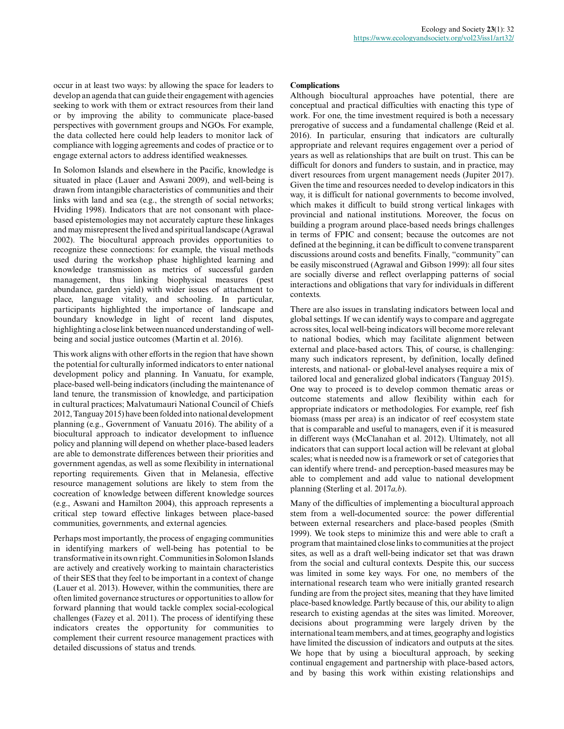occur in at least two ways: by allowing the space for leaders to develop an agenda that can guide their engagement with agencies seeking to work with them or extract resources from their land or by improving the ability to communicate place-based perspectives with government groups and NGOs. For example, the data collected here could help leaders to monitor lack of compliance with logging agreements and codes of practice or to engage external actors to address identified weaknesses.

In Solomon Islands and elsewhere in the Pacific, knowledge is situated in place (Lauer and Aswani 2009), and well-being is drawn from intangible characteristics of communities and their links with land and sea (e.g., the strength of social networks; Hviding 1998). Indicators that are not consonant with place-based epistemologies may not accurately capture these linkages and may misrepresent the lived and spiritual landscape (Agrawal 2002). The biocultural approach provides opportunities to recognize these connections: for example, the visual methods used during the workshop phase highlighted learning and knowledge transmission as metrics of successful garden management, thus linking biophysical measures (pest abundance, garden yield) with wider issues of attachment to place, language vitality, and schooling. In particular, participants highlighted the importance of landscape and boundary knowledge in light of recent land disputes, highlighting a close link between nuanced understanding of well-being and social justice outcomes (Martin et al. 2016).

This work aligns with other efforts in the region that have shown the potential for culturally informed indicators to enter national development policy and planning. In Vanuatu, for example, place-based well-being indicators (including the maintenance of land tenure, the transmission of knowledge, and participation in cultural practices; Malvatumauri National Council of Chiefs 2012, Tanguay 2015) have been folded into national development planning (e.g., Government of Vanuatu 2016). The ability of a biocultural approach to indicator development to influence policy and planning will depend on whether place-based leaders are able to demonstrate differences between their priorities and government agendas, as well as some flexibility in international reporting requirements. Given that in Melanesia, effective resource management solutions are likely to stem from the cocreation of knowledge between different knowledge sources (e.g., Aswani and Hamilton 2004), this approach represents a critical step toward effective linkages between place-based communities, governments, and external agencies.

Perhaps most importantly, the process of engaging communities in identifying markers of well-being has potential to be transformative in its own right. Communities in Solomon Islands are actively and creatively working to maintain characteristics of their SES that they feel to be important in a context of change (Lauer et al. 2013). However, within the communities, there are often limited governance structures or opportunities to allow for forward planning that would tackle complex social-ecological challenges (Fazey et al. 2011). The process of identifying these indicators creates the opportunity for communities to complement their current resource management practices with detailed discussions of status and trends.

### Complications

Although biocultural approaches have potential, there are conceptual and practical difficulties with enacting this type of work. For one, the time investment required is both a necessary prerogative of success and a fundamental challenge (Reid et al. 2016). In particular, ensuring that indicators are culturally appropriate and relevant requires engagement over a period of years as well as relationships that are built on trust. This can be difficult for donors and funders to sustain, and in practice, may divert resources from urgent management needs (Jupiter 2017). Given the time and resources needed to develop indicators in this way, it is difficult for national governments to become involved, which makes it difficult to build strong vertical linkages with provincial and national institutions. Moreover, the focus on building a program around place-based needs brings challenges in terms of FPIC and consent; because the outcomes are not defined at the beginning, it can be difficult to convene transparent discussions around costs and benefits. Finally, "community" can be easily misconstrued (Agrawal and Gibson 1999): all four sites are socially diverse and reflect overlapping patterns of social interactions and obligations that vary for individuals in different contexts.

There are also issues in translating indicators between local and global settings. If we can identify ways to compare and aggregate across sites, local well-being indicators will become more relevant to national bodies, which may facilitate alignment between external and place-based actors. This, of course, is challenging: many such indicators represent, by definition, locally defined interests, and national- or global-level analyses require a mix of tailored local and generalized global indicators (Tanguay 2015). One way to proceed is to develop common thematic areas or outcome statements and allow flexibility within each for appropriate indicators or methodologies. For example, reef fish biomass (mass per area) is an indicator of reef ecosystem state that is comparable and useful to managers, even if it is measured in different ways (McClanahan et al. 2012). Ultimately, not all indicators that can support local action will be relevant at global scales; what is needed now is a framework or set of categories that can identify where trend- and perception-based measures may be able to complement and add value to national development planning (Sterling et al. 2017*a,b*).

Many of the difficulties of implementing a biocultural approach stem from a well-documented source: the power differential between external researchers and place-based peoples (Smith 1999). We took steps to minimize this and were able to craft a program that maintained close links to communities at the project sites, as well as a draft well-being indicator set that was drawn from the social and cultural contexts. Despite this, our success was limited in some key ways. For one, no members of the international research team who were initially granted research funding are from the project sites, meaning that they have limited place-based knowledge. Partly because of this, our ability to align research to existing agendas at the sites was limited. Moreover, decisions about programming were largely driven by the international team members, and at times, geography and logistics have limited the discussion of indicators and outputs at the sites. We hope that by using a biocultural approach, by seeking continual engagement and partnership with place-based actors, and by basing this work within existing relationships and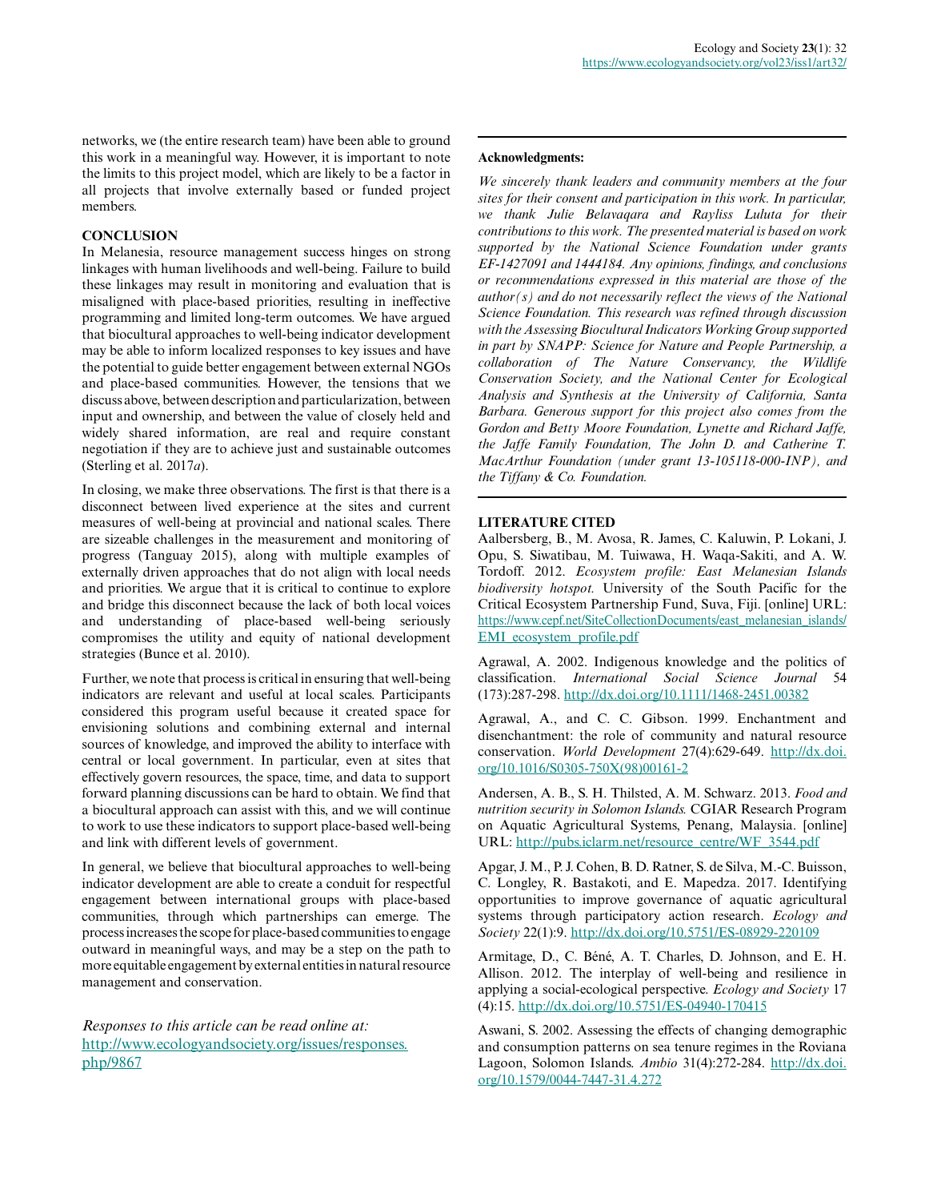networks, we (the entire research team) have been able to ground this work in a meaningful way. However, it is important to note the limits to this project model, which are likely to be a factor in all projects that involve externally based or funded project members.

## CONCLUSION

In Melanesia, resource management success hinges on strong linkages with human livelihoods and well-being. Failure to build these linkages may result in monitoring and evaluation that is misaligned with place-based priorities, resulting in ineffective programming and limited long-term outcomes. We have argued that biocultural approaches to well-being indicator development may be able to inform localized responses to key issues and have the potential to guide better engagement between external NGOs and place-based communities. However, the tensions that we discuss above, between description and particularization, between input and ownership, and between the value of closely held and widely shared information, are real and require constant negotiation if they are to achieve just and sustainable outcomes (Sterling et al. 2017*a*).

In closing, we make three observations. The first is that there is a disconnect between lived experience at the sites and current measures of well-being at provincial and national scales. There are sizeable challenges in the measurement and monitoring of progress (Tanguay 2015), along with multiple examples of externally driven approaches that do not align with local needs and priorities. We argue that it is critical to continue to explore and bridge this disconnect because the lack of both local voices and understanding of place-based well-being seriously compromises the utility and equity of national development strategies (Bunce et al. 2010).

Further, we note that process is critical in ensuring that well-being indicators are relevant and useful at local scales. Participants considered this program useful because it created space for envisioning solutions and combining external and internal sources of knowledge, and improved the ability to interface with central or local government. In particular, even at sites that effectively govern resources, the space, time, and data to support forward planning discussions can be hard to obtain. We find that a biocultural approach can assist with this, and we will continue to work to use these indicators to support place-based well-being and link with different levels of government.

In general, we believe that biocultural approaches to well-being indicator development are able to create a conduit for respectful engagement between international groups with place-based communities, through which partnerships can emerge. The process increases the scope for place-based communities to engage outward in meaningful ways, and may be a step on the path to more equitable engagement by external entities in natural resource management and conservation.

*Responses to this article can be read online at:*
http://www.ecologyandsociety.org/issues/responses.php/9867

**Acknowledgments:**

*We sincerely thank leaders and community members at the four sites for their consent and participation in this work. In particular, we thank Julie Belavaqara and Rayliss Luluta for their contributions to this work. The presented material is based on work supported by the National Science Foundation under grants EF-1427091 and 1444184. Any opinions, findings, and conclusions or recommendations expressed in this material are those of the author(s) and do not necessarily reflect the views of the National Science Foundation. This research was refined through discussion with the Assessing Biocultural Indicators Working Group supported in part by SNAPP: Science for Nature and People Partnership, a collaboration of The Nature Conservancy, the Wildlife Conservation Society, and the National Center for Ecological Analysis and Synthesis at the University of California, Santa Barbara. Generous support for this project also comes from the Gordon and Betty Moore Foundation, Lynette and Richard Jaffe, the Jaffe Family Foundation, The John D. and Catherine T. MacArthur Foundation (under grant 13-105118-000-INP), and the Tiffany & Co. Foundation.*

## LITERATURE CITED

Aalbersberg, B., M. Avosa, R. James, C. Kaluwin, P. Lokani, J. Opu, S. Siwatibau, M. Tuiwawa, H. Waqa-Sakiti, and A. W. Tordoff. 2012. *Ecosystem profile: East Melanesian Islands biodiversity hotspot.* University of the South Pacific for the Critical Ecosystem Partnership Fund, Suva, Fiji. [online] URL: https://www.cepf.net/SiteCollectionDocuments/east_melanesian_islands/EMI_ecosystem_profile.pdf

Agrawal, A. 2002. Indigenous knowledge and the politics of classification. *International Social Science Journal* 54 (173):287-298. http://dx.doi.org/10.1111/1468-2451.00382

Agrawal, A., and C. C. Gibson. 1999. Enchantment and disenchantment: the role of community and natural resource conservation. *World Development* 27(4):629-649. http://dx.doi.org/10.1016/S0305-750X(98)00161-2

Andersen, A. B., S. H. Thilsted, A. M. Schwarz. 2013. *Food and nutrition security in Solomon Islands.* CGIAR Research Program on Aquatic Agricultural Systems, Penang, Malaysia. [online] URL: http://pubs.iclarm.net/resource_centre/WF_3544.pdf

Apgar, J. M., P. J. Cohen, B. D. Ratner, S. de Silva, M.-C. Buisson, C. Longley, R. Bastakoti, and E. Mapedza. 2017. Identifying opportunities to improve governance of aquatic agricultural systems through participatory action research. *Ecology and Society* 22(1):9. http://dx.doi.org/10.5751/ES-08929-220109

Armitage, D., C. Béné, A. T. Charles, D. Johnson, and E. H. Allison. 2012. The interplay of well-being and resilience in applying a social-ecological perspective. *Ecology and Society* 17 (4):15. http://dx.doi.org/10.5751/ES-04940-170415

Aswani, S. 2002. Assessing the effects of changing demographic and consumption patterns on sea tenure regimes in the Roviana Lagoon, Solomon Islands. *Ambio* 31(4):272-284. http://dx.doi.org/10.1579/0044-7447-31.4.272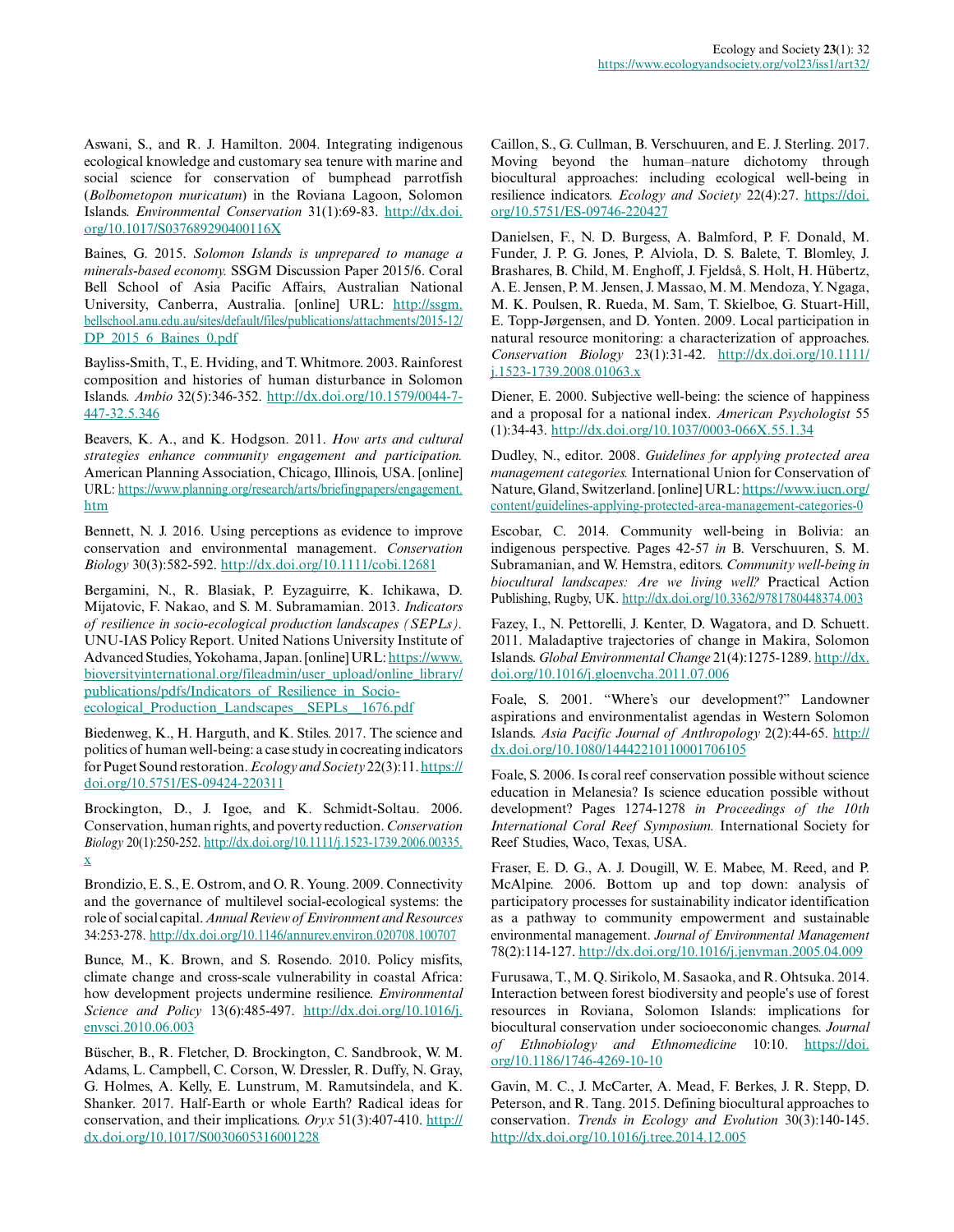Aswani, S., and R. J. Hamilton. 2004. Integrating indigenous ecological knowledge and customary sea tenure with marine and social science for conservation of bumphead parrotfish (*Bolbometopon muricatum*) in the Roviana Lagoon, Solomon Islands. *Environmental Conservation* 31(1):69-83. http://dx.doi.org/10.1017/S037689290400116X

Baines, G. 2015. *Solomon Islands is unprepared to manage a minerals-based economy.* SSGM Discussion Paper 2015/6. Coral Bell School of Asia Pacific Affairs, Australian National University, Canberra, Australia. [online] URL: http://ssgm.bellschool.anu.edu.au/sites/default/files/publications/attachments/2015-12/DP_2015_6_Baines_0.pdf

Bayliss-Smith, T., E. Hviding, and T. Whitmore. 2003. Rainforest composition and histories of human disturbance in Solomon Islands. *Ambio* 32(5):346-352. http://dx.doi.org/10.1579/0044-7-447-32.5.346

Beavers, K. A., and K. Hodgson. 2011. *How arts and cultural strategies enhance community engagement and participation.* American Planning Association, Chicago, Illinois, USA. [online] URL: https://www.planning.org/research/arts/briefingpapers/engagement.htm

Bennett, N. J. 2016. Using perceptions as evidence to improve conservation and environmental management. *Conservation Biology* 30(3):582-592. http://dx.doi.org/10.1111/cobi.12681

Bergamini, N., R. Blasiak, P. Eyzaguirre, K. Ichikawa, D. Mijatovic, F. Nakao, and S. M. Subramamian. 2013. *Indicators of resilience in socio-ecological production landscapes (SEPLs).* UNU-IAS Policy Report. United Nations University Institute of Advanced Studies, Yokohama, Japan. [online] URL: https://www.bioversityinternational.org/fileadmin/user_upload/online_library/publications/pdfs/Indicators_of_Resilience_in_Socio-ecological_Production_Landscapes__SEPLs__1676.pdf

Biedenweg, K., H. Harguth, and K. Stiles. 2017. The science and politics of human well-being: a case study in cocreating indicators for Puget Sound restoration. *Ecology and Society* 22(3):11. https://doi.org/10.5751/ES-09424-220311

Brockington, D., J. Igoe, and K. Schmidt-Soltau. 2006. Conservation, human rights, and poverty reduction. *Conservation Biology* 20(1):250-252. http://dx.doi.org/10.1111/j.1523-1739.2006.00335.x

Brondizio, E. S., E. Ostrom, and O. R. Young. 2009. Connectivity and the governance of multilevel social-ecological systems: the role of social capital. *Annual Review of Environment and Resources* 34:253-278. http://dx.doi.org/10.1146/annurev.environ.020708.100707

Bunce, M., K. Brown, and S. Rosendo. 2010. Policy misfits, climate change and cross-scale vulnerability in coastal Africa: how development projects undermine resilience. *Environmental Science and Policy* 13(6):485-497. http://dx.doi.org/10.1016/j.envsci.2010.06.003

Büscher, B., R. Fletcher, D. Brockington, C. Sandbrook, W. M. Adams, L. Campbell, C. Corson, W. Dressler, R. Duffy, N. Gray, G. Holmes, A. Kelly, E. Lunstrum, M. Ramutsindela, and K. Shanker. 2017. Half-Earth or whole Earth? Radical ideas for conservation, and their implications. *Oryx* 51(3):407-410. http://dx.doi.org/10.1017/S0030605316001228

Caillon, S., G. Cullman, B. Verschuuren, and E. J. Sterling. 2017. Moving beyond the human–nature dichotomy through biocultural approaches: including ecological well-being in resilience indicators. *Ecology and Society* 22(4):27. https://doi.org/10.5751/ES-09746-220427

Danielsen, F., N. D. Burgess, A. Balmford, P. F. Donald, M. Funder, J. P. G. Jones, P. Alviola, D. S. Balete, T. Blomley, J. Brashares, B. Child, M. Enghoff, J. Fjeldså, S. Holt, H. Hübertz, A. E. Jensen, P. M. Jensen, J. Massao, M. M. Mendoza, Y. Ngaga, M. K. Poulsen, R. Rueda, M. Sam, T. Skielboe, G. Stuart-Hill, E. Topp-Jørgensen, and D. Yonten. 2009. Local participation in natural resource monitoring: a characterization of approaches. *Conservation Biology* 23(1):31-42. http://dx.doi.org/10.1111/j.1523-1739.2008.01063.x

Diener, E. 2000. Subjective well-being: the science of happiness and a proposal for a national index. *American Psychologist* 55 (1):34-43. http://dx.doi.org/10.1037/0003-066X.55.1.34

Dudley, N., editor. 2008. *Guidelines for applying protected area management categories.* International Union for Conservation of Nature, Gland, Switzerland. [online] URL: https://www.iucn.org/content/guidelines-applying-protected-area-management-categories-0

Escobar, C. 2014. Community well-being in Bolivia: an indigenous perspective. Pages 42-57 *in* B. Verschuuren, S. M. Subramanian, and W. Hemstra, editors. *Community well-being in biocultural landscapes: Are we living well?* Practical Action Publishing, Rugby, UK. http://dx.doi.org/10.3362/9781780448374.003

Fazey, I., N. Pettorelli, J. Kenter, D. Wagatora, and D. Schuett. 2011. Maladaptive trajectories of change in Makira, Solomon Islands. *Global Environmental Change* 21(4):1275-1289. http://dx.doi.org/10.1016/j.gloenvcha.2011.07.006

Foale, S. 2001. "Where's our development?" Landowner aspirations and environmentalist agendas in Western Solomon Islands. *Asia Pacific Journal of Anthropology* 2(2):44-65. http://dx.doi.org/10.1080/14442210110001706105

Foale, S. 2006. Is coral reef conservation possible without science education in Melanesia? Is science education possible without development? Pages 1274-1278 *in Proceedings of the 10th International Coral Reef Symposium.* International Society for Reef Studies, Waco, Texas, USA.

Fraser, E. D. G., A. J. Dougill, W. E. Mabee, M. Reed, and P. McAlpine. 2006. Bottom up and top down: analysis of participatory processes for sustainability indicator identification as a pathway to community empowerment and sustainable environmental management. *Journal of Environmental Management* 78(2):114-127. http://dx.doi.org/10.1016/j.jenvman.2005.04.009

Furusawa, T., M. Q. Sirikolo, M. Sasaoka, and R. Ohtsuka. 2014. Interaction between forest biodiversity and people's use of forest resources in Roviana, Solomon Islands: implications for biocultural conservation under socioeconomic changes. *Journal of Ethnobiology and Ethnomedicine* 10:10. https://doi.org/10.1186/1746-4269-10-10

Gavin, M. C., J. McCarter, A. Mead, F. Berkes, J. R. Stepp, D. Peterson, and R. Tang. 2015. Defining biocultural approaches to conservation. *Trends in Ecology and Evolution* 30(3):140-145. http://dx.doi.org/10.1016/j.tree.2014.12.005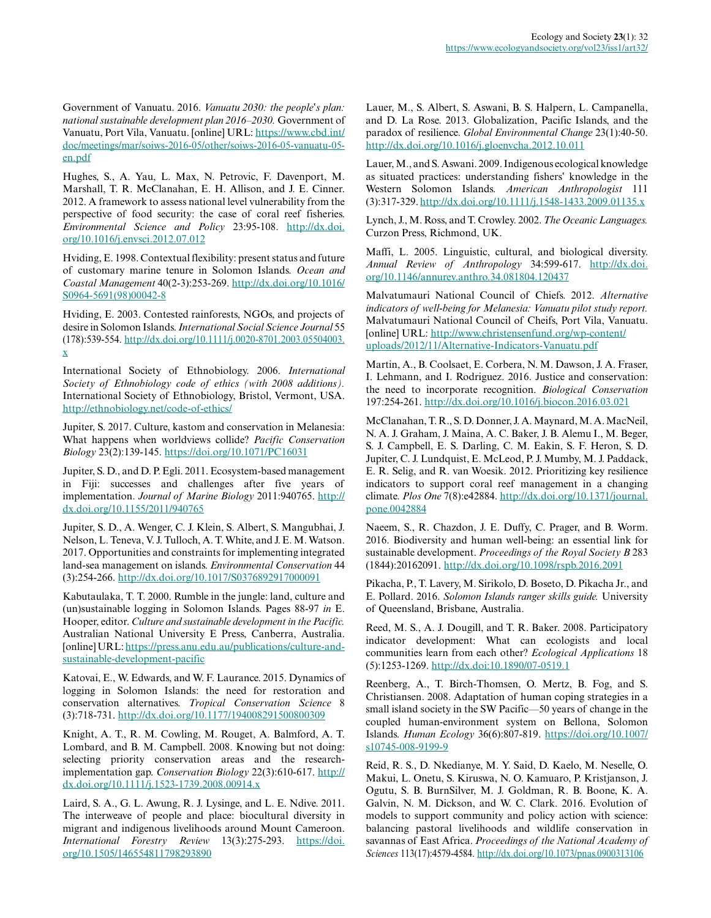Government of Vanuatu. 2016. *Vanuatu 2030: the people's plan: national sustainable development plan 2016–2030.* Government of Vanuatu, Port Vila, Vanuatu. [online] URL: https://www.cbd.int/doc/meetings/mar/soiws-2016-05/other/soiws-2016-05-vanuatu-05-en.pdf

Hughes, S., A. Yau, L. Max, N. Petrovic, F. Davenport, M. Marshall, T. R. McClanahan, E. H. Allison, and J. E. Cinner. 2012. A framework to assess national level vulnerability from the perspective of food security: the case of coral reef fisheries. *Environmental Science and Policy* 23:95-108. http://dx.doi.org/10.1016/j.envsci.2012.07.012

Hviding, E. 1998. Contextual flexibility: present status and future of customary marine tenure in Solomon Islands. *Ocean and Coastal Management* 40(2-3):253-269. http://dx.doi.org/10.1016/S0964-5691(98)00042-8

Hviding, E. 2003. Contested rainforests, NGOs, and projects of desire in Solomon Islands. *International Social Science Journal* 55 (178):539-554. http://dx.doi.org/10.1111/j.0020-8701.2003.05504003.x

International Society of Ethnobiology. 2006. *International Society of Ethnobiology code of ethics (with 2008 additions).* International Society of Ethnobiology, Bristol, Vermont, USA. http://ethnobiology.net/code-of-ethics/

Jupiter, S. 2017. Culture, kastom and conservation in Melanesia: What happens when worldviews collide? *Pacific Conservation Biology* 23(2):139-145. https://doi.org/10.1071/PC16031

Jupiter, S. D., and D. P. Egli. 2011. Ecosystem-based management in Fiji: successes and challenges after five years of implementation. *Journal of Marine Biology* 2011:940765. http://dx.doi.org/10.1155/2011/940765

Jupiter, S. D., A. Wenger, C. J. Klein, S. Albert, S. Mangubhai, J. Nelson, L. Teneva, V. J. Tulloch, A. T. White, and J. E. M. Watson. 2017. Opportunities and constraints for implementing integrated land-sea management on islands. *Environmental Conservation* 44 (3):254-266. http://dx.doi.org/10.1017/S0376892917000091

Kabutaulaka, T. T. 2000. Rumble in the jungle: land, culture and (un)sustainable logging in Solomon Islands. Pages 88-97 *in* E. Hooper, editor. *Culture and sustainable development in the Pacific.* Australian National University E Press, Canberra, Australia. [online] URL: https://press.anu.edu.au/publications/culture-and-sustainable-development-pacific

Katovai, E., W. Edwards, and W. F. Laurance. 2015. Dynamics of logging in Solomon Islands: the need for restoration and conservation alternatives. *Tropical Conservation Science* 8 (3):718-731. http://dx.doi.org/10.1177/194008291500800309

Knight, A. T., R. M. Cowling, M. Rouget, A. Balmford, A. T. Lombard, and B. M. Campbell. 2008. Knowing but not doing: selecting priority conservation areas and the research-implementation gap. *Conservation Biology* 22(3):610-617. http://dx.doi.org/10.1111/j.1523-1739.2008.00914.x

Laird, S. A., G. L. Awung, R. J. Lysinge, and L. E. Ndive. 2011. The interweave of people and place: biocultural diversity in migrant and indigenous livelihoods around Mount Cameroon. *International Forestry Review* 13(3):275-293. https://doi.org/10.1505/146554811798293890

Lauer, M., S. Albert, S. Aswani, B. S. Halpern, L. Campanella, and D. La Rose. 2013. Globalization, Pacific Islands, and the paradox of resilience. *Global Environmental Change* 23(1):40-50. http://dx.doi.org/10.1016/j.gloenvcha.2012.10.011

Lauer, M., and S. Aswani. 2009. Indigenous ecological knowledge as situated practices: understanding fishers' knowledge in the Western Solomon Islands. *American Anthropologist* 111 (3):317-329. http://dx.doi.org/10.1111/j.1548-1433.2009.01135.x

Lynch, J., M. Ross, and T. Crowley. 2002. *The Oceanic Languages.* Curzon Press, Richmond, UK.

Maffi, L. 2005. Linguistic, cultural, and biological diversity. *Annual Review of Anthropology* 34:599-617. http://dx.doi.org/10.1146/annurev.anthro.34.081804.120437

Malvatumauri National Council of Chiefs. 2012. *Alternative indicators of well-being for Melanesia: Vanuatu pilot study report.* Malvatumauri National Council of Cheifs, Port Vila, Vanuatu. [online] URL: http://www.christensenfund.org/wp-content/uploads/2012/11/Alternative-Indicators-Vanuatu.pdf

Martin, A., B. Coolsaet, E. Corbera, N. M. Dawson, J. A. Fraser, I. Lehmann, and I. Rodriguez. 2016. Justice and conservation: the need to incorporate recognition. *Biological Conservation* 197:254-261. http://dx.doi.org/10.1016/j.biocon.2016.03.021

McClanahan, T. R., S. D. Donner, J. A. Maynard, M. A. MacNeil, N. A. J. Graham, J. Maina, A. C. Baker, J. B. Alemu I., M. Beger, S. J. Campbell, E. S. Darling, C. M. Eakin, S. F. Heron, S. D. Jupiter, C. J. Lundquist, E. McLeod, P. J. Mumby, M. J. Paddack, E. R. Selig, and R. van Woesik. 2012. Prioritizing key resilience indicators to support coral reef management in a changing climate. *Plos One* 7(8):e42884. http://dx.doi.org/10.1371/journal.pone.0042884

Naeem, S., R. Chazdon, J. E. Duffy, C. Prager, and B. Worm. 2016. Biodiversity and human well-being: an essential link for sustainable development. *Proceedings of the Royal Society B* 283 (1844):20162091. http://dx.doi.org/10.1098/rspb.2016.2091

Pikacha, P., T. Lavery, M. Sirikolo, D. Boseto, D. Pikacha Jr., and E. Pollard. 2016. *Solomon Islands ranger skills guide.* University of Queensland, Brisbane, Australia.

Reed, M. S., A. J. Dougill, and T. R. Baker. 2008. Participatory indicator development: What can ecologists and local communities learn from each other? *Ecological Applications* 18 (5):1253-1269. http://dx.doi:10.1890/07-0519.1

Reenberg, A., T. Birch-Thomsen, O. Mertz, B. Fog, and S. Christiansen. 2008. Adaptation of human coping strategies in a small island society in the SW Pacific—50 years of change in the coupled human-environment system on Bellona, Solomon Islands. *Human Ecology* 36(6):807-819. https://doi.org/10.1007/s10745-008-9199-9

Reid, R. S., D. Nkedianye, M. Y. Said, D. Kaelo, M. Neselle, O. Makui, L. Onetu, S. Kiruswa, N. O. Kamuaro, P. Kristjanson, J. Ogutu, S. B. BurnSilver, M. J. Goldman, R. B. Boone, K. A. Galvin, N. M. Dickson, and W. C. Clark. 2016. Evolution of models to support community and policy action with science: balancing pastoral livelihoods and wildlife conservation in savannas of East Africa. *Proceedings of the National Academy of Sciences* 113(17):4579-4584. http://dx.doi.org/10.1073/pnas.0900313106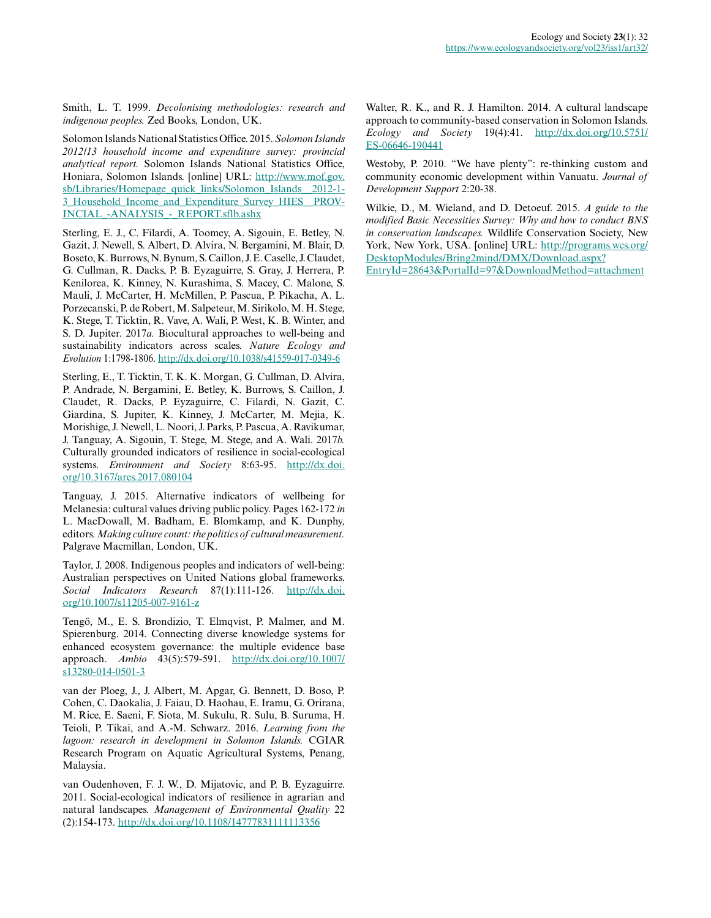Smith, L. T. 1999. *Decolonising methodologies: research and indigenous peoples.* Zed Books, London, UK.

Solomon Islands National Statistics Office. 2015. *Solomon Islands 2012/13 household income and expenditure survey: provincial analytical report.* Solomon Islands National Statistics Office, Honiara, Solomon Islands. [online] URL: http://www.mof.gov.sb/Libraries/Homepage_quick_links/Solomon_Islands__2012-1-3_Household_Income_and_Expenditure_Survey_HIES__PROVINCIAL_-ANALYSIS_-_REPORT.sflb.ashx

Sterling, E. J., C. Filardi, A. Toomey, A. Sigouin, E. Betley, N. Gazit, J. Newell, S. Albert, D. Alvira, N. Bergamini, M. Blair, D. Boseto, K. Burrows, N. Bynum, S. Caillon, J. E. Caselle, J. Claudet, G. Cullman, R. Dacks, P. B. Eyzaguirre, S. Gray, J. Herrera, P. Kenilorea, K. Kinney, N. Kurashima, S. Macey, C. Malone, S. Mauli, J. McCarter, H. McMillen, P. Pascua, P. Pikacha, A. L. Porzecanski, P. de Robert, M. Salpeteur, M. Sirikolo, M. H. Stege, K. Stege, T. Ticktin, R. Vave, A. Wali, P. West, K. B. Winter, and S. D. Jupiter. 2017*a.* Biocultural approaches to well-being and sustainability indicators across scales. *Nature Ecology and Evolution* 1:1798-1806. http://dx.doi.org/10.1038/s41559-017-0349-6

Sterling, E., T. Ticktin, T. K. K. Morgan, G. Cullman, D. Alvira, P. Andrade, N. Bergamini, E. Betley, K. Burrows, S. Caillon, J. Claudet, R. Dacks, P. Eyzaguirre, C. Filardi, N. Gazit, C. Giardina, S. Jupiter, K. Kinney, J. McCarter, M. Mejia, K. Morishige, J. Newell, L. Noori, J. Parks, P. Pascua, A. Ravikumar, J. Tanguay, A. Sigouin, T. Stege, M. Stege, and A. Wali. 2017*b.* Culturally grounded indicators of resilience in social-ecological systems. *Environment and Society* 8:63-95. http://dx.doi.org/10.3167/ares.2017.080104

Tanguay, J. 2015. Alternative indicators of wellbeing for Melanesia: cultural values driving public policy. Pages 162-172 *in* L. MacDowall, M. Badham, E. Blomkamp, and K. Dunphy, editors. *Making culture count: the politics of cultural measurement.* Palgrave Macmillan, London, UK.

Taylor, J. 2008. Indigenous peoples and indicators of well-being: Australian perspectives on United Nations global frameworks. *Social Indicators Research* 87(1):111-126. http://dx.doi.org/10.1007/s11205-007-9161-z

Tengö, M., E. S. Brondizio, T. Elmqvist, P. Malmer, and M. Spierenburg. 2014. Connecting diverse knowledge systems for enhanced ecosystem governance: the multiple evidence base approach. *Ambio* 43(5):579-591. http://dx.doi.org/10.1007/s13280-014-0501-3

van der Ploeg, J., J. Albert, M. Apgar, G. Bennett, D. Boso, P. Cohen, C. Daokalia, J. Faiau, D. Haohau, E. Iramu, G. Orirana, M. Rice, E. Saeni, F. Siota, M. Sukulu, R. Sulu, B. Suruma, H. Teioli, P. Tikai, and A.-M. Schwarz. 2016. *Learning from the lagoon: research in development in Solomon Islands.* CGIAR Research Program on Aquatic Agricultural Systems, Penang, Malaysia.

van Oudenhoven, F. J. W., D. Mijatovic, and P. B. Eyzaguirre. 2011. Social-ecological indicators of resilience in agrarian and natural landscapes. *Management of Environmental Quality* 22 (2):154-173. http://dx.doi.org/10.1108/14777831111113356

Walter, R. K., and R. J. Hamilton. 2014. A cultural landscape approach to community-based conservation in Solomon Islands. *Ecology and Society* 19(4):41. http://dx.doi.org/10.5751/ES-06646-190441

Westoby, P. 2010. "We have plenty": re-thinking custom and community economic development within Vanuatu. *Journal of Development Support* 2:20-38.

Wilkie, D., M. Wieland, and D. Detoeuf. 2015. *A guide to the modified Basic Necessities Survey: Why and how to conduct BNS in conservation landscapes.* Wildlife Conservation Society, New York, New York, USA. [online] URL: http://programs.wcs.org/DesktopModules/Bring2mind/DMX/Download.aspx?EntryId=28643&PortalId=97&DownloadMethod=attachment